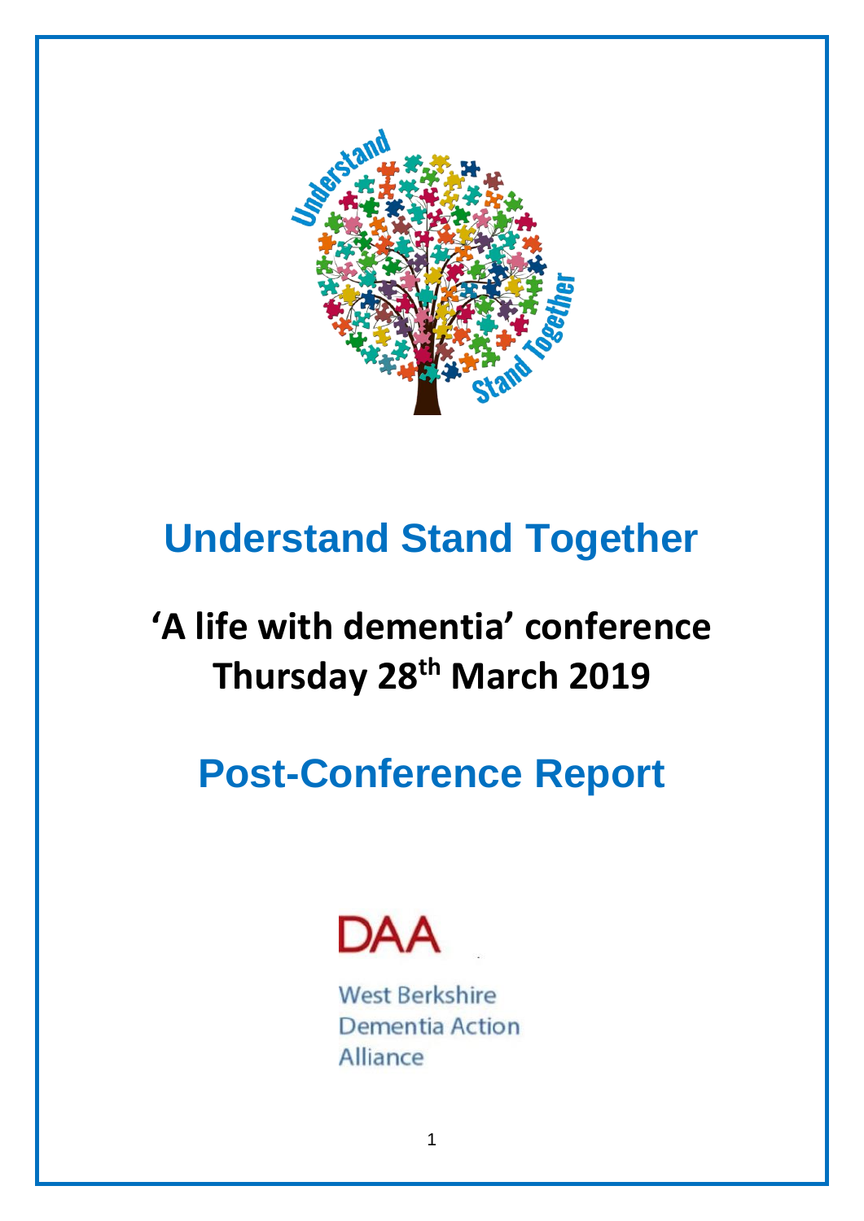# Understand Stand Together

## 'A life with dementia' conference Thursday 28th March 2019

# Post-Conference Report

DAA

West Berkshire Dementia Action Alliance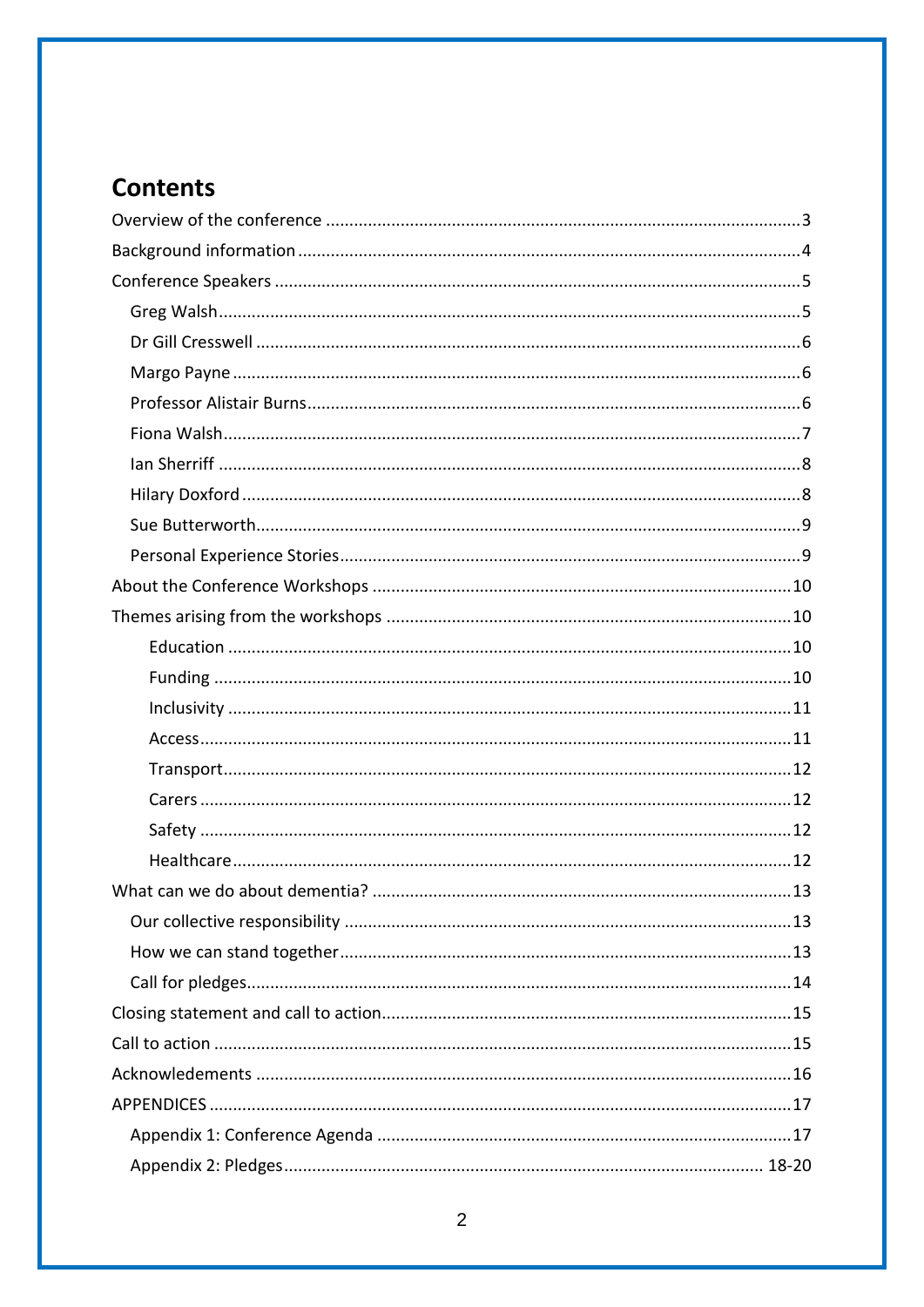# Contents

- Overview of the conference ..... 3
- Background information ..... 4
- Conference Speakers ..... 5
  - Greg Walsh ..... 5
  - Dr Gill Cresswell ..... 6
  - Margo Payne ..... 6
  - Professor Alistair Burns ..... 6
  - Fiona Walsh ..... 7
  - Ian Sherriff ..... 8
  - Hilary Doxford ..... 8
  - Sue Butterworth ..... 9
  - Personal Experience Stories ..... 9
- About the Conference Workshops ..... 10
- Themes arising from the workshops ..... 10
    - Education ..... 10
    - Funding ..... 10
    - Inclusivity ..... 11
    - Access ..... 11
    - Transport ..... 12
    - Carers ..... 12
    - Safety ..... 12
    - Healthcare ..... 12
- What can we do about dementia? ..... 13
  - Our collective responsibility ..... 13
  - How we can stand together ..... 13
  - Call for pledges ..... 14
- Closing statement and call to action ..... 15
- Call to action ..... 15
- Acknowledements ..... 16
- APPENDICES ..... 17
  - Appendix 1: Conference Agenda ..... 17
  - Appendix 2: Pledges ..... 18-20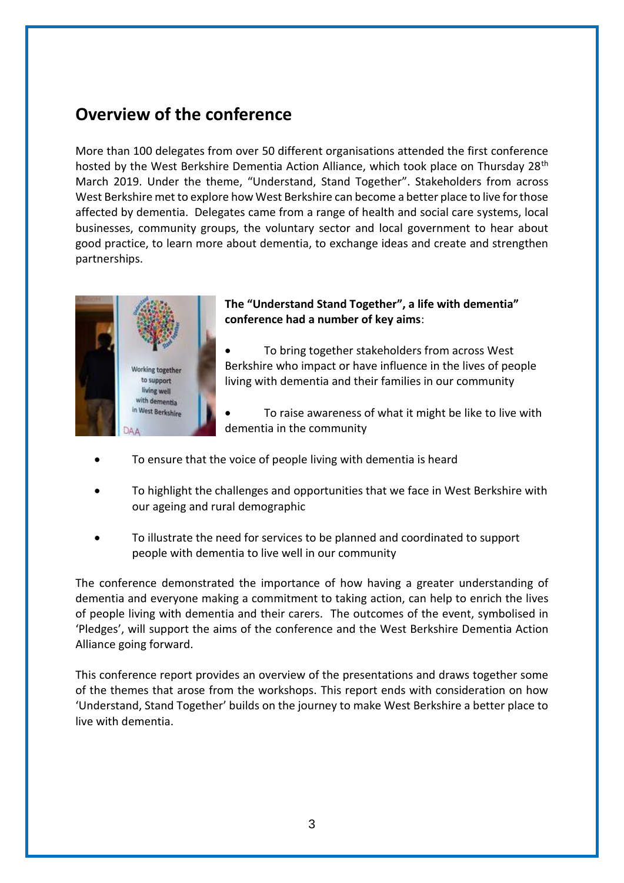## Overview of the conference

More than 100 delegates from over 50 different organisations attended the first conference hosted by the West Berkshire Dementia Action Alliance, which took place on Thursday 28th March 2019. Under the theme, "Understand, Stand Together". Stakeholders from across West Berkshire met to explore how West Berkshire can become a better place to live for those affected by dementia. Delegates came from a range of health and social care systems, local businesses, community groups, the voluntary sector and local government to hear about good practice, to learn more about dementia, to exchange ideas and create and strengthen partnerships.

**The "Understand Stand Together", a life with dementia" conference had a number of key aims**:

- To bring together stakeholders from across West Berkshire who impact or have influence in the lives of people living with dementia and their families in our community
- To raise awareness of what it might be like to live with dementia in the community
- To ensure that the voice of people living with dementia is heard
- To highlight the challenges and opportunities that we face in West Berkshire with our ageing and rural demographic
- To illustrate the need for services to be planned and coordinated to support people with dementia to live well in our community

The conference demonstrated the importance of how having a greater understanding of dementia and everyone making a commitment to taking action, can help to enrich the lives of people living with dementia and their carers. The outcomes of the event, symbolised in 'Pledges', will support the aims of the conference and the West Berkshire Dementia Action Alliance going forward.

This conference report provides an overview of the presentations and draws together some of the themes that arose from the workshops. This report ends with consideration on how 'Understand, Stand Together' builds on the journey to make West Berkshire a better place to live with dementia.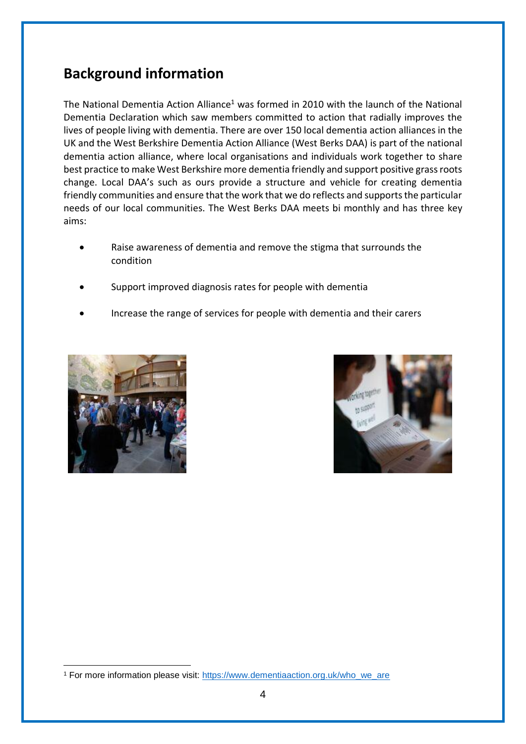## Background information

The National Dementia Action Alliance[1] was formed in 2010 with the launch of the National Dementia Declaration which saw members committed to action that radially improves the lives of people living with dementia. There are over 150 local dementia action alliances in the UK and the West Berkshire Dementia Action Alliance (West Berks DAA) is part of the national dementia action alliance, where local organisations and individuals work together to share best practice to make West Berkshire more dementia friendly and support positive grass roots change. Local DAA's such as ours provide a structure and vehicle for creating dementia friendly communities and ensure that the work that we do reflects and supports the particular needs of our local communities. The West Berks DAA meets bi monthly and has three key aims:

- Raise awareness of dementia and remove the stigma that surrounds the condition
- Support improved diagnosis rates for people with dementia
- Increase the range of services for people with dementia and their carers

[1] For more information please visit: https://www.dementiaaction.org.uk/who_we_are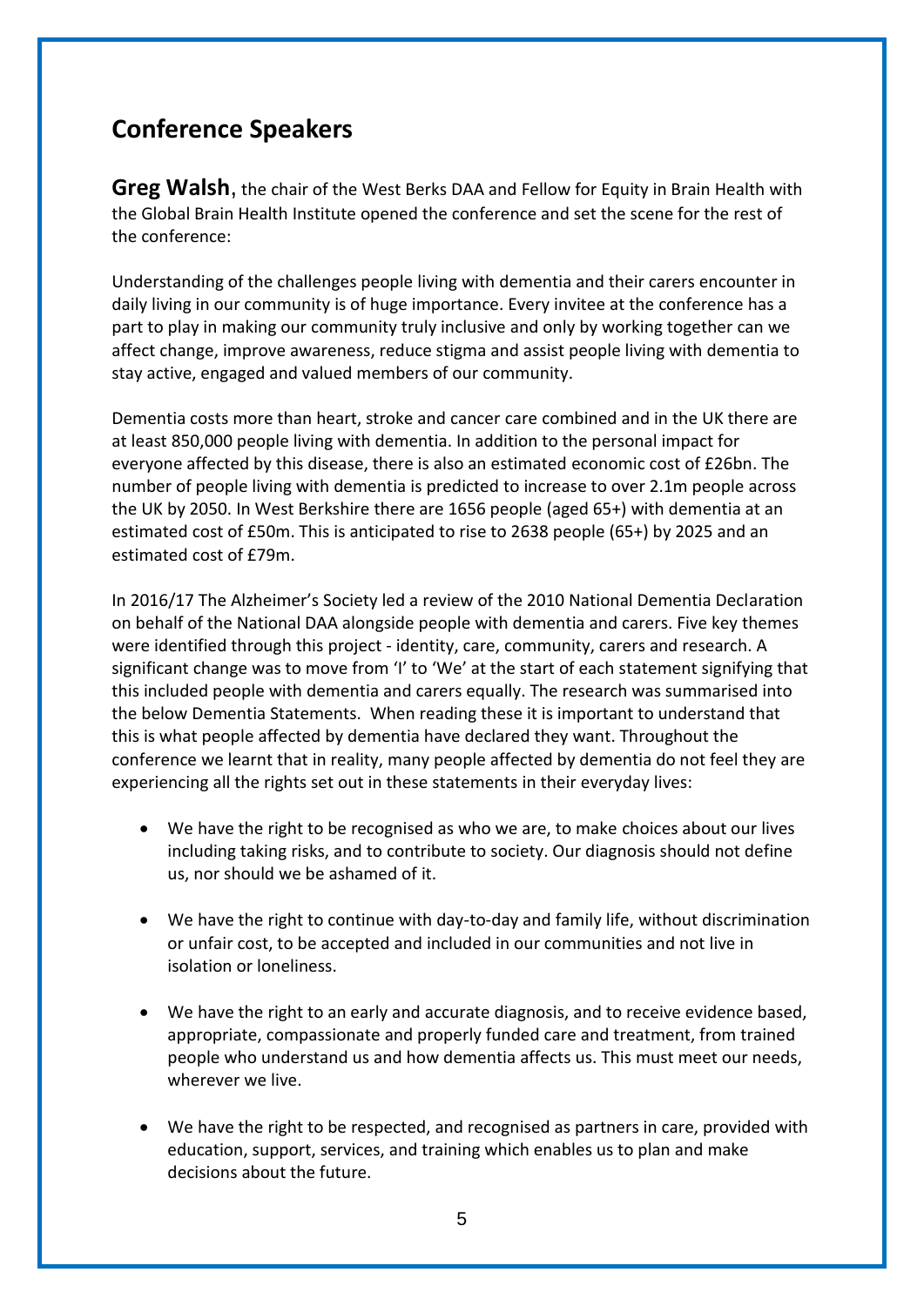## Conference Speakers

**Greg Walsh**, the chair of the West Berks DAA and Fellow for Equity in Brain Health with the Global Brain Health Institute opened the conference and set the scene for the rest of the conference:

Understanding of the challenges people living with dementia and their carers encounter in daily living in our community is of huge importance. Every invitee at the conference has a part to play in making our community truly inclusive and only by working together can we affect change, improve awareness, reduce stigma and assist people living with dementia to stay active, engaged and valued members of our community.

Dementia costs more than heart, stroke and cancer care combined and in the UK there are at least 850,000 people living with dementia. In addition to the personal impact for everyone affected by this disease, there is also an estimated economic cost of £26bn. The number of people living with dementia is predicted to increase to over 2.1m people across the UK by 2050. In West Berkshire there are 1656 people (aged 65+) with dementia at an estimated cost of £50m. This is anticipated to rise to 2638 people (65+) by 2025 and an estimated cost of £79m.

In 2016/17 The Alzheimer's Society led a review of the 2010 National Dementia Declaration on behalf of the National DAA alongside people with dementia and carers. Five key themes were identified through this project - identity, care, community, carers and research. A significant change was to move from 'I' to 'We' at the start of each statement signifying that this included people with dementia and carers equally. The research was summarised into the below Dementia Statements. When reading these it is important to understand that this is what people affected by dementia have declared they want. Throughout the conference we learnt that in reality, many people affected by dementia do not feel they are experiencing all the rights set out in these statements in their everyday lives:

- We have the right to be recognised as who we are, to make choices about our lives including taking risks, and to contribute to society. Our diagnosis should not define us, nor should we be ashamed of it.

- We have the right to continue with day-to-day and family life, without discrimination or unfair cost, to be accepted and included in our communities and not live in isolation or loneliness.

- We have the right to an early and accurate diagnosis, and to receive evidence based, appropriate, compassionate and properly funded care and treatment, from trained people who understand us and how dementia affects us. This must meet our needs, wherever we live.

- We have the right to be respected, and recognised as partners in care, provided with education, support, services, and training which enables us to plan and make decisions about the future.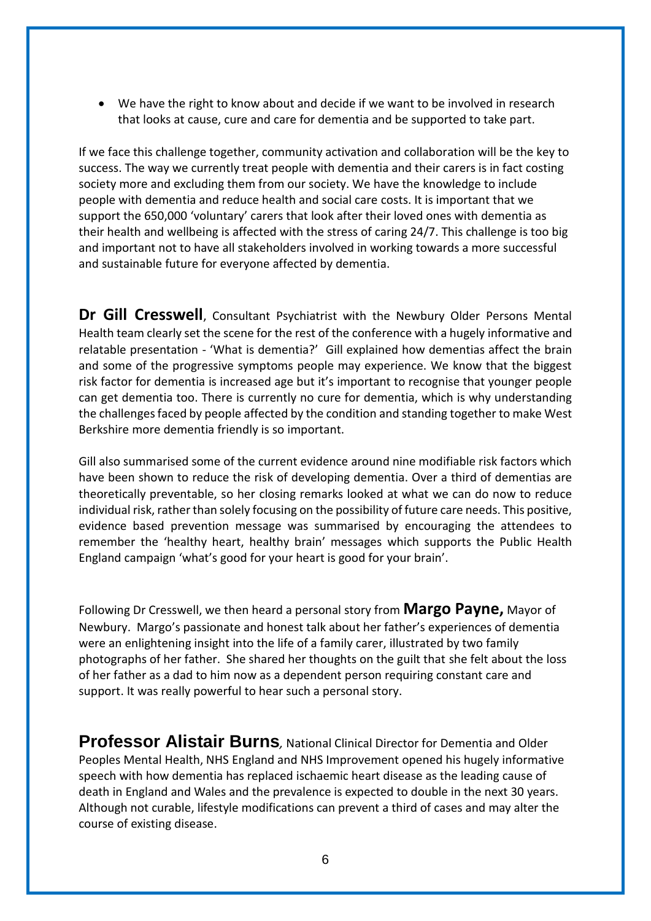- We have the right to know about and decide if we want to be involved in research that looks at cause, cure and care for dementia and be supported to take part.

If we face this challenge together, community activation and collaboration will be the key to success. The way we currently treat people with dementia and their carers is in fact costing society more and excluding them from our society. We have the knowledge to include people with dementia and reduce health and social care costs. It is important that we support the 650,000 'voluntary' carers that look after their loved ones with dementia as their health and wellbeing is affected with the stress of caring 24/7. This challenge is too big and important not to have all stakeholders involved in working towards a more successful and sustainable future for everyone affected by dementia.

**Dr Gill Cresswell**, Consultant Psychiatrist with the Newbury Older Persons Mental Health team clearly set the scene for the rest of the conference with a hugely informative and relatable presentation - 'What is dementia?' Gill explained how dementias affect the brain and some of the progressive symptoms people may experience. We know that the biggest risk factor for dementia is increased age but it's important to recognise that younger people can get dementia too. There is currently no cure for dementia, which is why understanding the challenges faced by people affected by the condition and standing together to make West Berkshire more dementia friendly is so important.

Gill also summarised some of the current evidence around nine modifiable risk factors which have been shown to reduce the risk of developing dementia. Over a third of dementias are theoretically preventable, so her closing remarks looked at what we can do now to reduce individual risk, rather than solely focusing on the possibility of future care needs. This positive, evidence based prevention message was summarised by encouraging the attendees to remember the 'healthy heart, healthy brain' messages which supports the Public Health England campaign 'what's good for your heart is good for your brain'.

Following Dr Cresswell, we then heard a personal story from **Margo Payne,** Mayor of Newbury. Margo's passionate and honest talk about her father's experiences of dementia were an enlightening insight into the life of a family carer, illustrated by two family photographs of her father. She shared her thoughts on the guilt that she felt about the loss of her father as a dad to him now as a dependent person requiring constant care and support. It was really powerful to hear such a personal story.

**Professor Alistair Burns**, National Clinical Director for Dementia and Older Peoples Mental Health, NHS England and NHS Improvement opened his hugely informative speech with how dementia has replaced ischaemic heart disease as the leading cause of death in England and Wales and the prevalence is expected to double in the next 30 years. Although not curable, lifestyle modifications can prevent a third of cases and may alter the course of existing disease.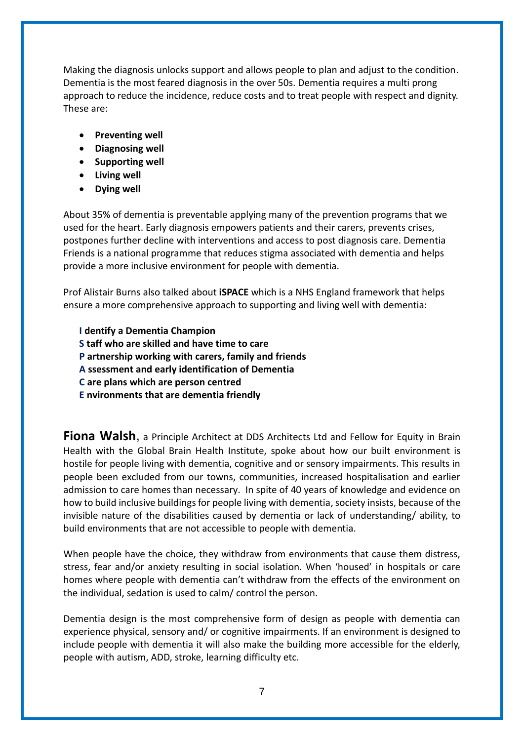Making the diagnosis unlocks support and allows people to plan and adjust to the condition. Dementia is the most feared diagnosis in the over 50s. Dementia requires a multi prong approach to reduce the incidence, reduce costs and to treat people with respect and dignity. These are:

- **Preventing well**
- **Diagnosing well**
- **Supporting well**
- **Living well**
- **Dying well**

About 35% of dementia is preventable applying many of the prevention programs that we used for the heart. Early diagnosis empowers patients and their carers, prevents crises, postpones further decline with interventions and access to post diagnosis care. Dementia Friends is a national programme that reduces stigma associated with dementia and helps provide a more inclusive environment for people with dementia.

Prof Alistair Burns also talked about **iSPACE** which is a NHS England framework that helps ensure a more comprehensive approach to supporting and living well with dementia:

**I dentify a Dementia Champion**
**S taff who are skilled and have time to care**
**P artnership working with carers, family and friends**
**A ssessment and early identification of Dementia**
**C are plans which are person centred**
**E nvironments that are dementia friendly**

**Fiona Walsh**, a Principle Architect at DDS Architects Ltd and Fellow for Equity in Brain Health with the Global Brain Health Institute, spoke about how our built environment is hostile for people living with dementia, cognitive and or sensory impairments. This results in people been excluded from our towns, communities, increased hospitalisation and earlier admission to care homes than necessary. In spite of 40 years of knowledge and evidence on how to build inclusive buildings for people living with dementia, society insists, because of the invisible nature of the disabilities caused by dementia or lack of understanding/ ability, to build environments that are not accessible to people with dementia.

When people have the choice, they withdraw from environments that cause them distress, stress, fear and/or anxiety resulting in social isolation. When 'housed' in hospitals or care homes where people with dementia can't withdraw from the effects of the environment on the individual, sedation is used to calm/ control the person.

Dementia design is the most comprehensive form of design as people with dementia can experience physical, sensory and/ or cognitive impairments. If an environment is designed to include people with dementia it will also make the building more accessible for the elderly, people with autism, ADD, stroke, learning difficulty etc.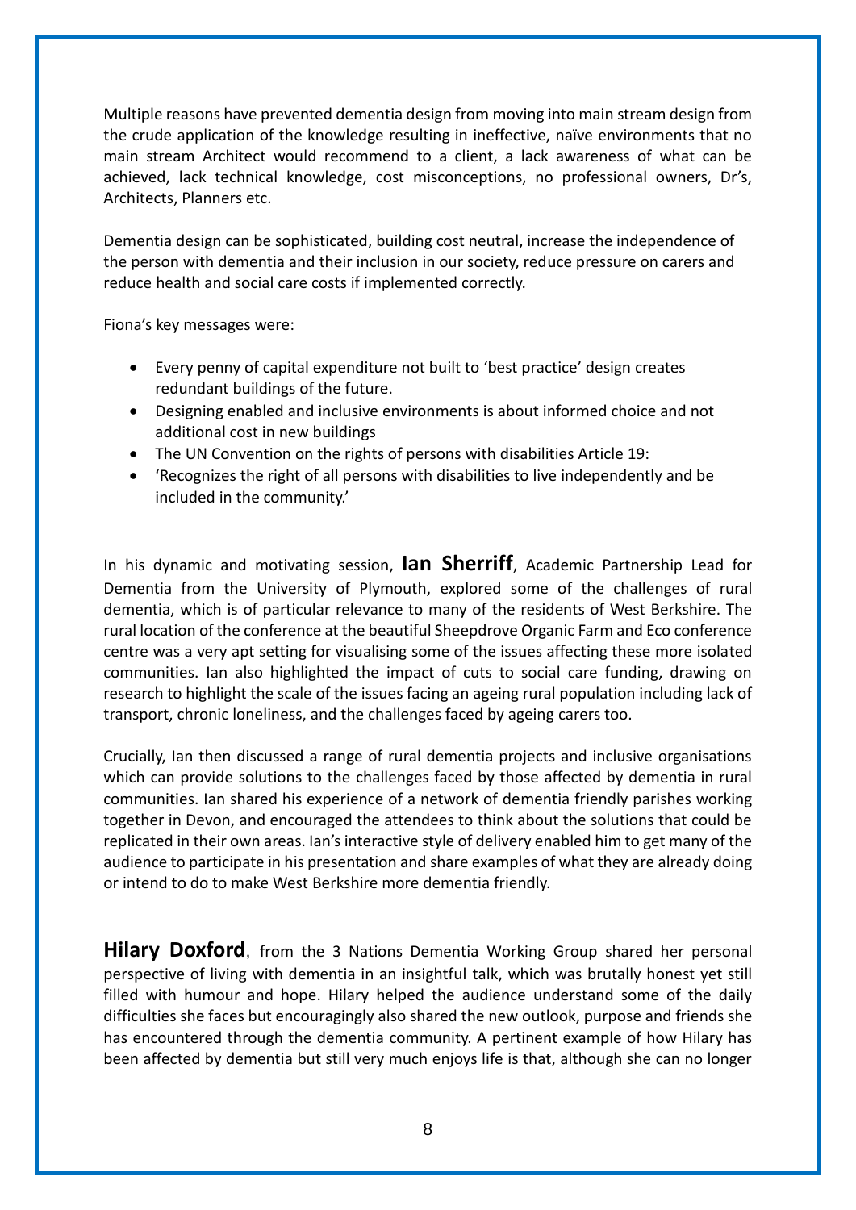Multiple reasons have prevented dementia design from moving into main stream design from the crude application of the knowledge resulting in ineffective, naïve environments that no main stream Architect would recommend to a client, a lack awareness of what can be achieved, lack technical knowledge, cost misconceptions, no professional owners, Dr's, Architects, Planners etc.

Dementia design can be sophisticated, building cost neutral, increase the independence of the person with dementia and their inclusion in our society, reduce pressure on carers and reduce health and social care costs if implemented correctly.

Fiona's key messages were:

- Every penny of capital expenditure not built to 'best practice' design creates redundant buildings of the future.
- Designing enabled and inclusive environments is about informed choice and not additional cost in new buildings
- The UN Convention on the rights of persons with disabilities Article 19:
- 'Recognizes the right of all persons with disabilities to live independently and be included in the community.'

In his dynamic and motivating session, **Ian Sherriff**, Academic Partnership Lead for Dementia from the University of Plymouth, explored some of the challenges of rural dementia, which is of particular relevance to many of the residents of West Berkshire. The rural location of the conference at the beautiful Sheepdrove Organic Farm and Eco conference centre was a very apt setting for visualising some of the issues affecting these more isolated communities. Ian also highlighted the impact of cuts to social care funding, drawing on research to highlight the scale of the issues facing an ageing rural population including lack of transport, chronic loneliness, and the challenges faced by ageing carers too.

Crucially, Ian then discussed a range of rural dementia projects and inclusive organisations which can provide solutions to the challenges faced by those affected by dementia in rural communities. Ian shared his experience of a network of dementia friendly parishes working together in Devon, and encouraged the attendees to think about the solutions that could be replicated in their own areas. Ian's interactive style of delivery enabled him to get many of the audience to participate in his presentation and share examples of what they are already doing or intend to do to make West Berkshire more dementia friendly.

**Hilary Doxford**, from the 3 Nations Dementia Working Group shared her personal perspective of living with dementia in an insightful talk, which was brutally honest yet still filled with humour and hope. Hilary helped the audience understand some of the daily difficulties she faces but encouragingly also shared the new outlook, purpose and friends she has encountered through the dementia community. A pertinent example of how Hilary has been affected by dementia but still very much enjoys life is that, although she can no longer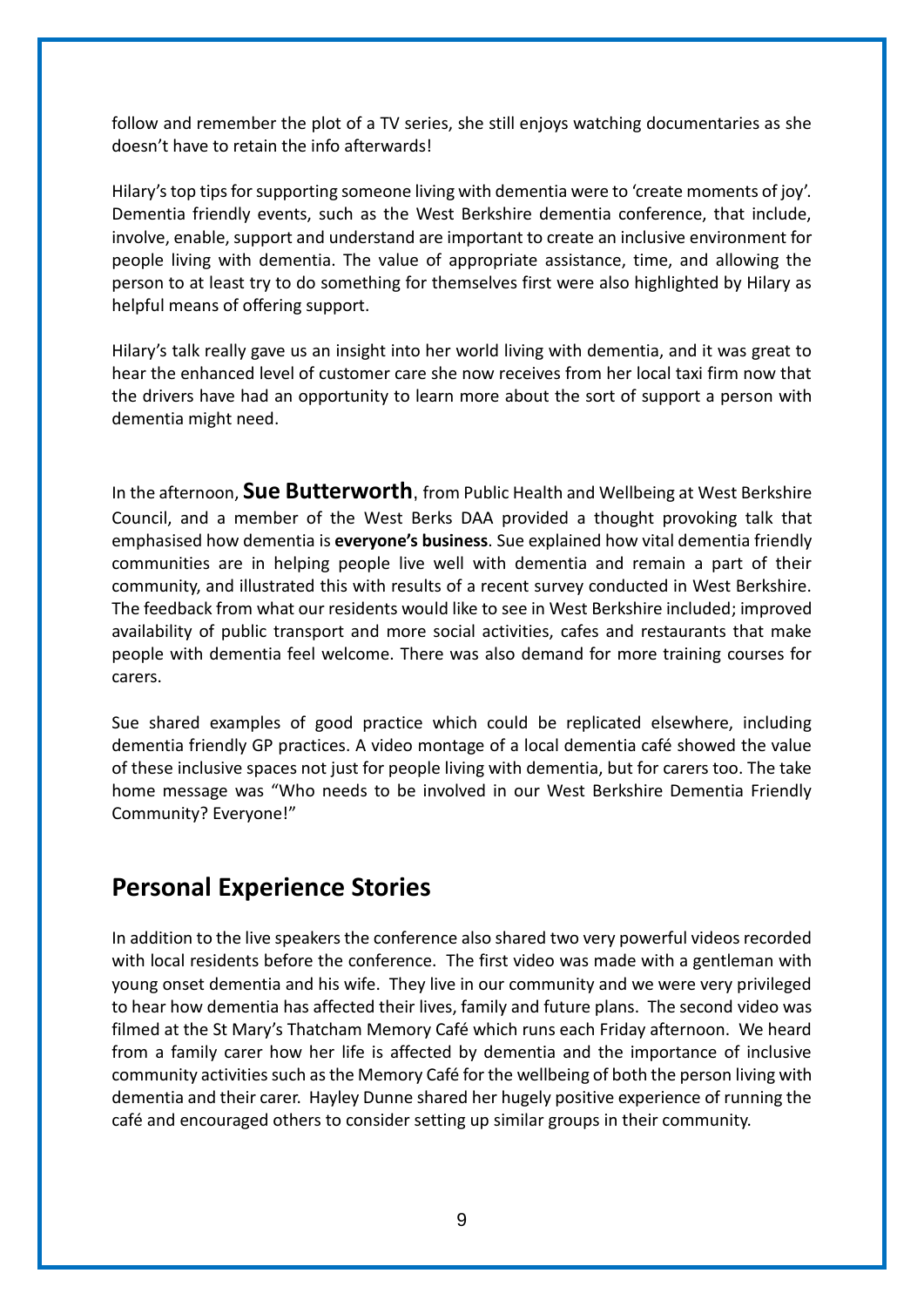follow and remember the plot of a TV series, she still enjoys watching documentaries as she doesn't have to retain the info afterwards!

Hilary's top tips for supporting someone living with dementia were to 'create moments of joy'. Dementia friendly events, such as the West Berkshire dementia conference, that include, involve, enable, support and understand are important to create an inclusive environment for people living with dementia. The value of appropriate assistance, time, and allowing the person to at least try to do something for themselves first were also highlighted by Hilary as helpful means of offering support.

Hilary's talk really gave us an insight into her world living with dementia, and it was great to hear the enhanced level of customer care she now receives from her local taxi firm now that the drivers have had an opportunity to learn more about the sort of support a person with dementia might need.

In the afternoon, **Sue Butterworth**, from Public Health and Wellbeing at West Berkshire Council, and a member of the West Berks DAA provided a thought provoking talk that emphasised how dementia is **everyone's business**. Sue explained how vital dementia friendly communities are in helping people live well with dementia and remain a part of their community, and illustrated this with results of a recent survey conducted in West Berkshire. The feedback from what our residents would like to see in West Berkshire included; improved availability of public transport and more social activities, cafes and restaurants that make people with dementia feel welcome. There was also demand for more training courses for carers.

Sue shared examples of good practice which could be replicated elsewhere, including dementia friendly GP practices. A video montage of a local dementia café showed the value of these inclusive spaces not just for people living with dementia, but for carers too. The take home message was "Who needs to be involved in our West Berkshire Dementia Friendly Community? Everyone!"

## Personal Experience Stories

In addition to the live speakers the conference also shared two very powerful videos recorded with local residents before the conference. The first video was made with a gentleman with young onset dementia and his wife. They live in our community and we were very privileged to hear how dementia has affected their lives, family and future plans. The second video was filmed at the St Mary's Thatcham Memory Café which runs each Friday afternoon. We heard from a family carer how her life is affected by dementia and the importance of inclusive community activities such as the Memory Café for the wellbeing of both the person living with dementia and their carer. Hayley Dunne shared her hugely positive experience of running the café and encouraged others to consider setting up similar groups in their community.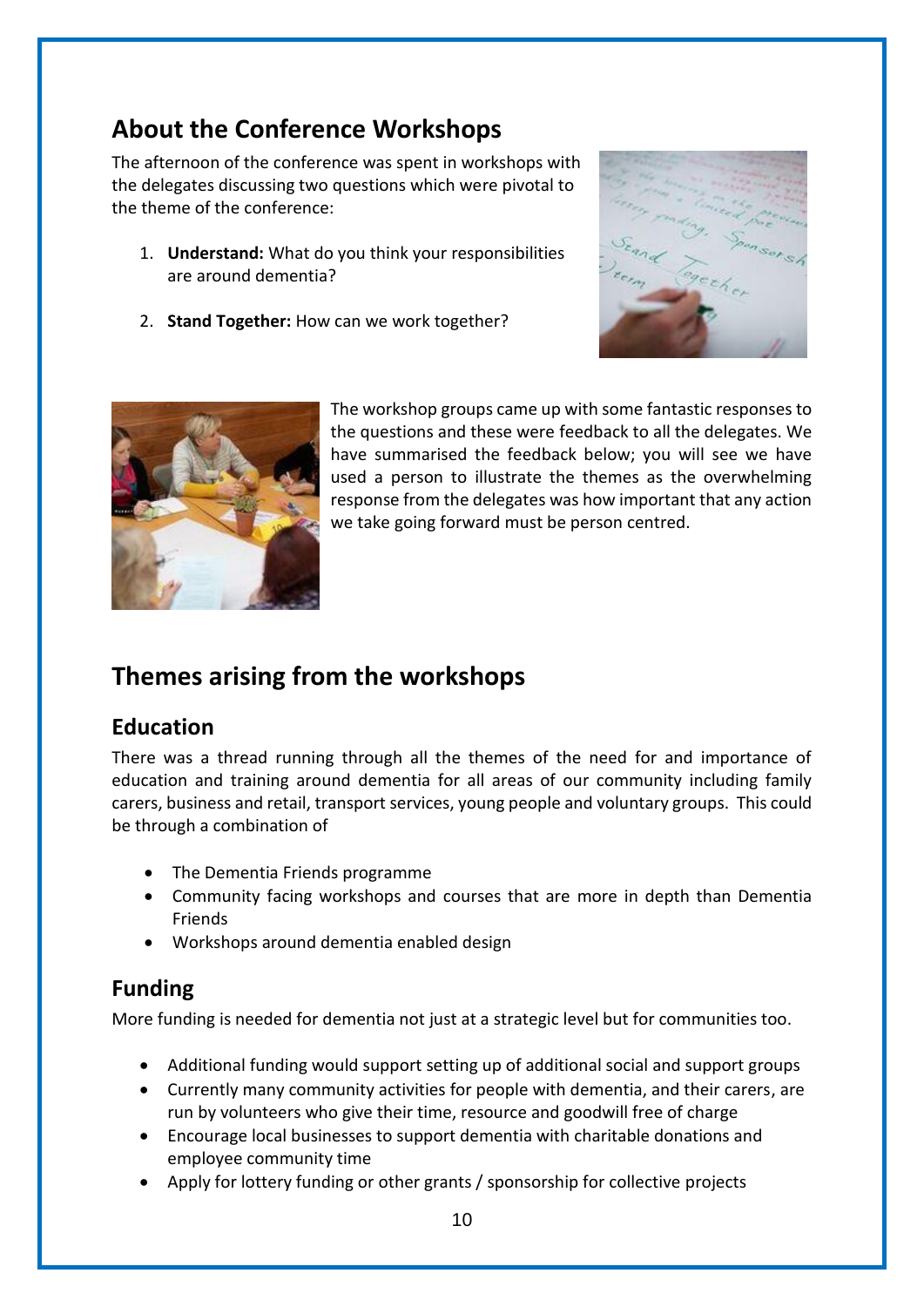## About the Conference Workshops

The afternoon of the conference was spent in workshops with the delegates discussing two questions which were pivotal to the theme of the conference:

1. **Understand:** What do you think your responsibilities are around dementia?
2. **Stand Together:** How can we work together?

The workshop groups came up with some fantastic responses to the questions and these were feedback to all the delegates. We have summarised the feedback below; you will see we have used a person to illustrate the themes as the overwhelming response from the delegates was how important that any action we take going forward must be person centred.

## Themes arising from the workshops

### Education

There was a thread running through all the themes of the need for and importance of education and training around dementia for all areas of our community including family carers, business and retail, transport services, young people and voluntary groups. This could be through a combination of

- The Dementia Friends programme
- Community facing workshops and courses that are more in depth than Dementia Friends
- Workshops around dementia enabled design

### Funding

More funding is needed for dementia not just at a strategic level but for communities too.

- Additional funding would support setting up of additional social and support groups
- Currently many community activities for people with dementia, and their carers, are run by volunteers who give their time, resource and goodwill free of charge
- Encourage local businesses to support dementia with charitable donations and employee community time
- Apply for lottery funding or other grants / sponsorship for collective projects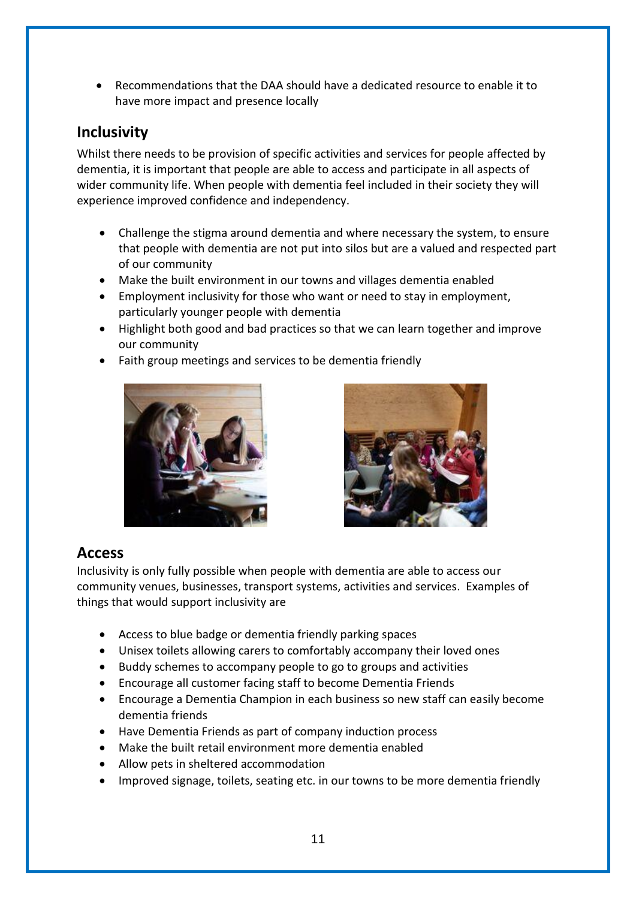- Recommendations that the DAA should have a dedicated resource to enable it to have more impact and presence locally

## Inclusivity

Whilst there needs to be provision of specific activities and services for people affected by dementia, it is important that people are able to access and participate in all aspects of wider community life. When people with dementia feel included in their society they will experience improved confidence and independency.

- Challenge the stigma around dementia and where necessary the system, to ensure that people with dementia are not put into silos but are a valued and respected part of our community
- Make the built environment in our towns and villages dementia enabled
- Employment inclusivity for those who want or need to stay in employment, particularly younger people with dementia
- Highlight both good and bad practices so that we can learn together and improve our community
- Faith group meetings and services to be dementia friendly

## Access

Inclusivity is only fully possible when people with dementia are able to access our community venues, businesses, transport systems, activities and services. Examples of things that would support inclusivity are

- Access to blue badge or dementia friendly parking spaces
- Unisex toilets allowing carers to comfortably accompany their loved ones
- Buddy schemes to accompany people to go to groups and activities
- Encourage all customer facing staff to become Dementia Friends
- Encourage a Dementia Champion in each business so new staff can easily become dementia friends
- Have Dementia Friends as part of company induction process
- Make the built retail environment more dementia enabled
- Allow pets in sheltered accommodation
- Improved signage, toilets, seating etc. in our towns to be more dementia friendly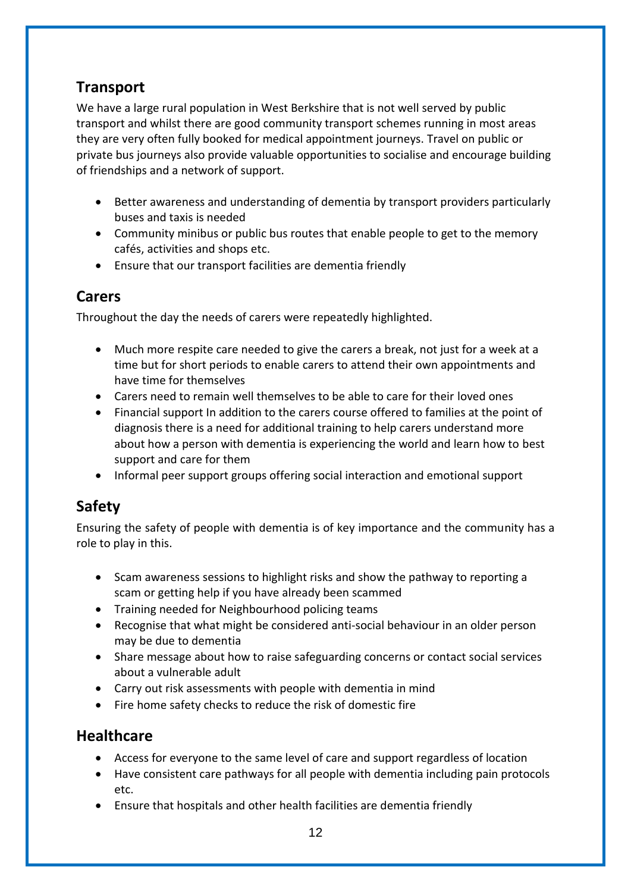## Transport

We have a large rural population in West Berkshire that is not well served by public transport and whilst there are good community transport schemes running in most areas they are very often fully booked for medical appointment journeys. Travel on public or private bus journeys also provide valuable opportunities to socialise and encourage building of friendships and a network of support.

- Better awareness and understanding of dementia by transport providers particularly buses and taxis is needed
- Community minibus or public bus routes that enable people to get to the memory cafés, activities and shops etc.
- Ensure that our transport facilities are dementia friendly

## Carers

Throughout the day the needs of carers were repeatedly highlighted.

- Much more respite care needed to give the carers a break, not just for a week at a time but for short periods to enable carers to attend their own appointments and have time for themselves
- Carers need to remain well themselves to be able to care for their loved ones
- Financial support In addition to the carers course offered to families at the point of diagnosis there is a need for additional training to help carers understand more about how a person with dementia is experiencing the world and learn how to best support and care for them
- Informal peer support groups offering social interaction and emotional support

## Safety

Ensuring the safety of people with dementia is of key importance and the community has a role to play in this.

- Scam awareness sessions to highlight risks and show the pathway to reporting a scam or getting help if you have already been scammed
- Training needed for Neighbourhood policing teams
- Recognise that what might be considered anti-social behaviour in an older person may be due to dementia
- Share message about how to raise safeguarding concerns or contact social services about a vulnerable adult
- Carry out risk assessments with people with dementia in mind
- Fire home safety checks to reduce the risk of domestic fire

## Healthcare

- Access for everyone to the same level of care and support regardless of location
- Have consistent care pathways for all people with dementia including pain protocols etc.
- Ensure that hospitals and other health facilities are dementia friendly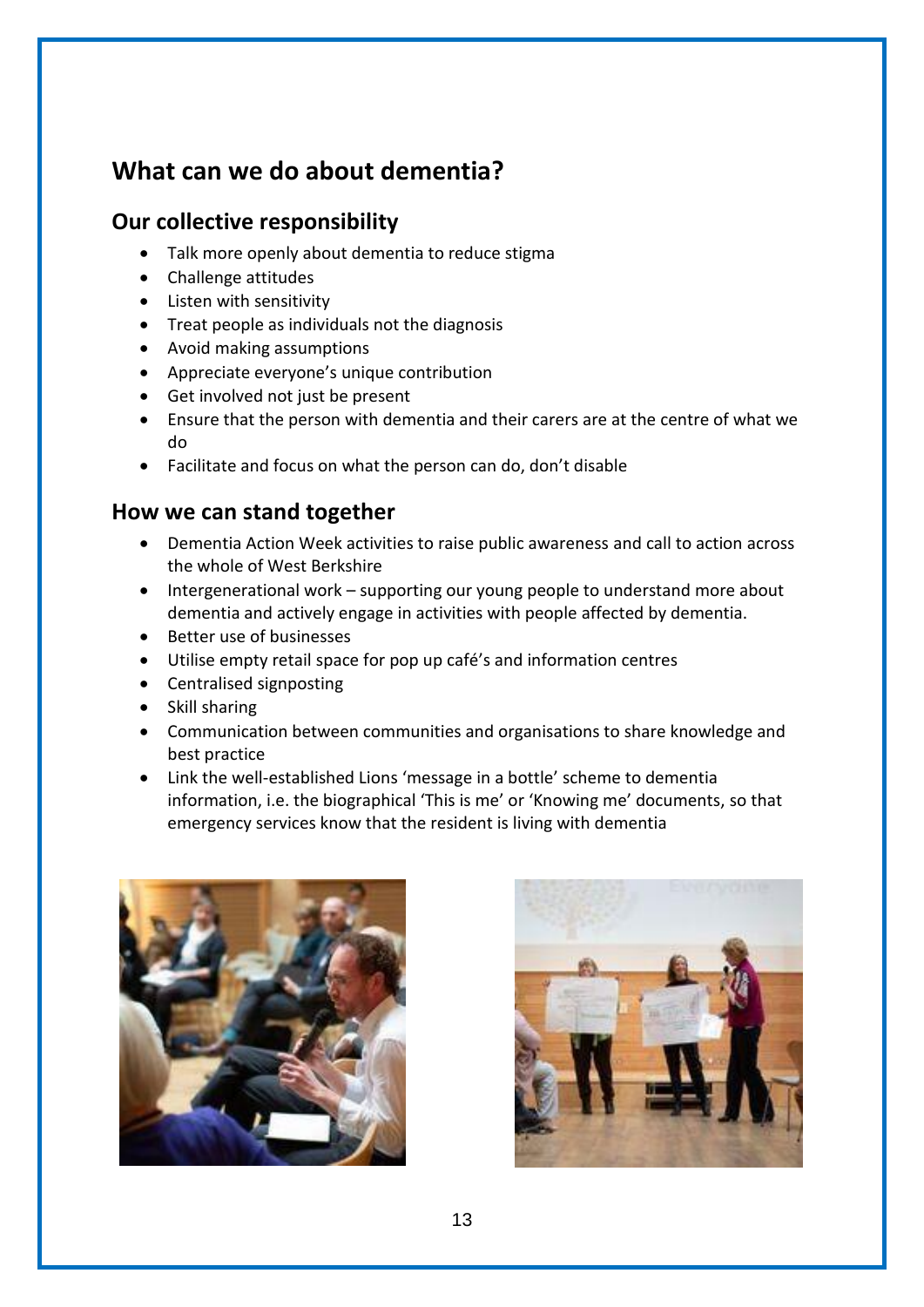# What can we do about dementia?

## Our collective responsibility

- Talk more openly about dementia to reduce stigma
- Challenge attitudes
- Listen with sensitivity
- Treat people as individuals not the diagnosis
- Avoid making assumptions
- Appreciate everyone's unique contribution
- Get involved not just be present
- Ensure that the person with dementia and their carers are at the centre of what we do
- Facilitate and focus on what the person can do, don't disable

## How we can stand together

- Dementia Action Week activities to raise public awareness and call to action across the whole of West Berkshire
- Intergenerational work – supporting our young people to understand more about dementia and actively engage in activities with people affected by dementia.
- Better use of businesses
- Utilise empty retail space for pop up café's and information centres
- Centralised signposting
- Skill sharing
- Communication between communities and organisations to share knowledge and best practice
- Link the well-established Lions 'message in a bottle' scheme to dementia information, i.e. the biographical 'This is me' or 'Knowing me' documents, so that emergency services know that the resident is living with dementia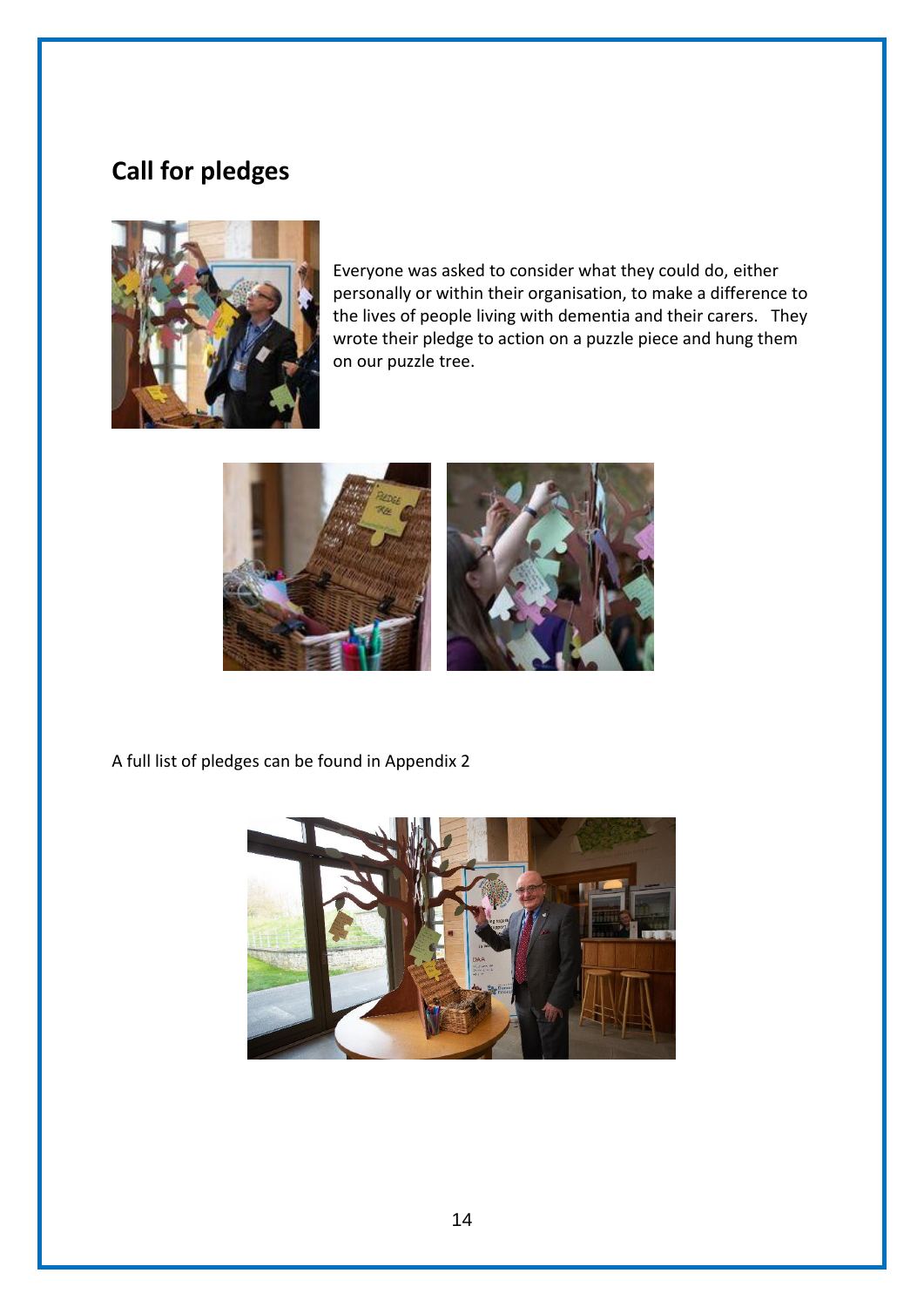## Call for pledges

Everyone was asked to consider what they could do, either personally or within their organisation, to make a difference to the lives of people living with dementia and their carers. They wrote their pledge to action on a puzzle piece and hung them on our puzzle tree.

A full list of pledges can be found in Appendix 2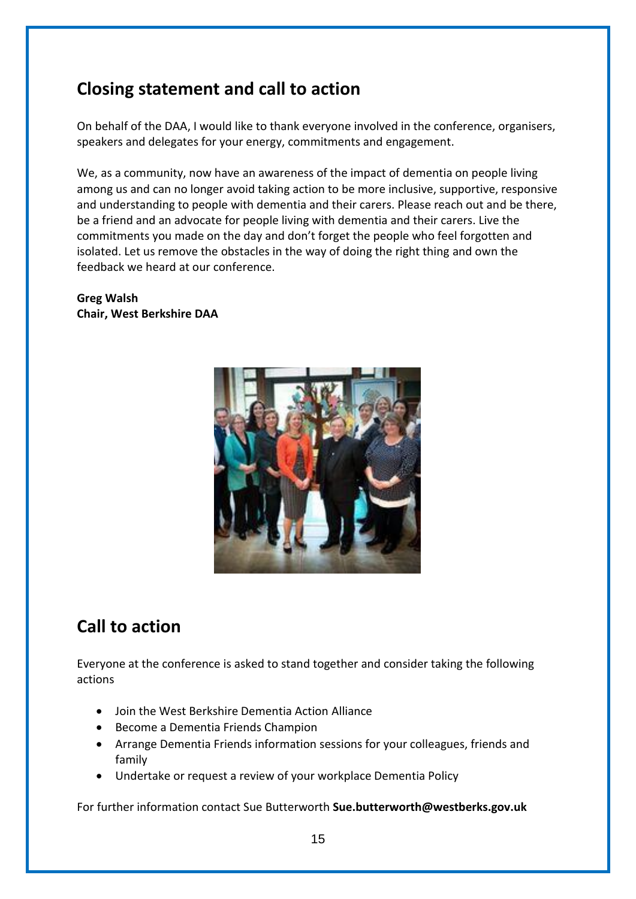## Closing statement and call to action

On behalf of the DAA, I would like to thank everyone involved in the conference, organisers, speakers and delegates for your energy, commitments and engagement.

We, as a community, now have an awareness of the impact of dementia on people living among us and can no longer avoid taking action to be more inclusive, supportive, responsive and understanding to people with dementia and their carers. Please reach out and be there, be a friend and an advocate for people living with dementia and their carers. Live the commitments you made on the day and don't forget the people who feel forgotten and isolated. Let us remove the obstacles in the way of doing the right thing and own the feedback we heard at our conference.

**Greg Walsh**
**Chair, West Berkshire DAA**

## Call to action

Everyone at the conference is asked to stand together and consider taking the following actions

- Join the West Berkshire Dementia Action Alliance
- Become a Dementia Friends Champion
- Arrange Dementia Friends information sessions for your colleagues, friends and family
- Undertake or request a review of your workplace Dementia Policy

For further information contact Sue Butterworth **Sue.butterworth@westberks.gov.uk**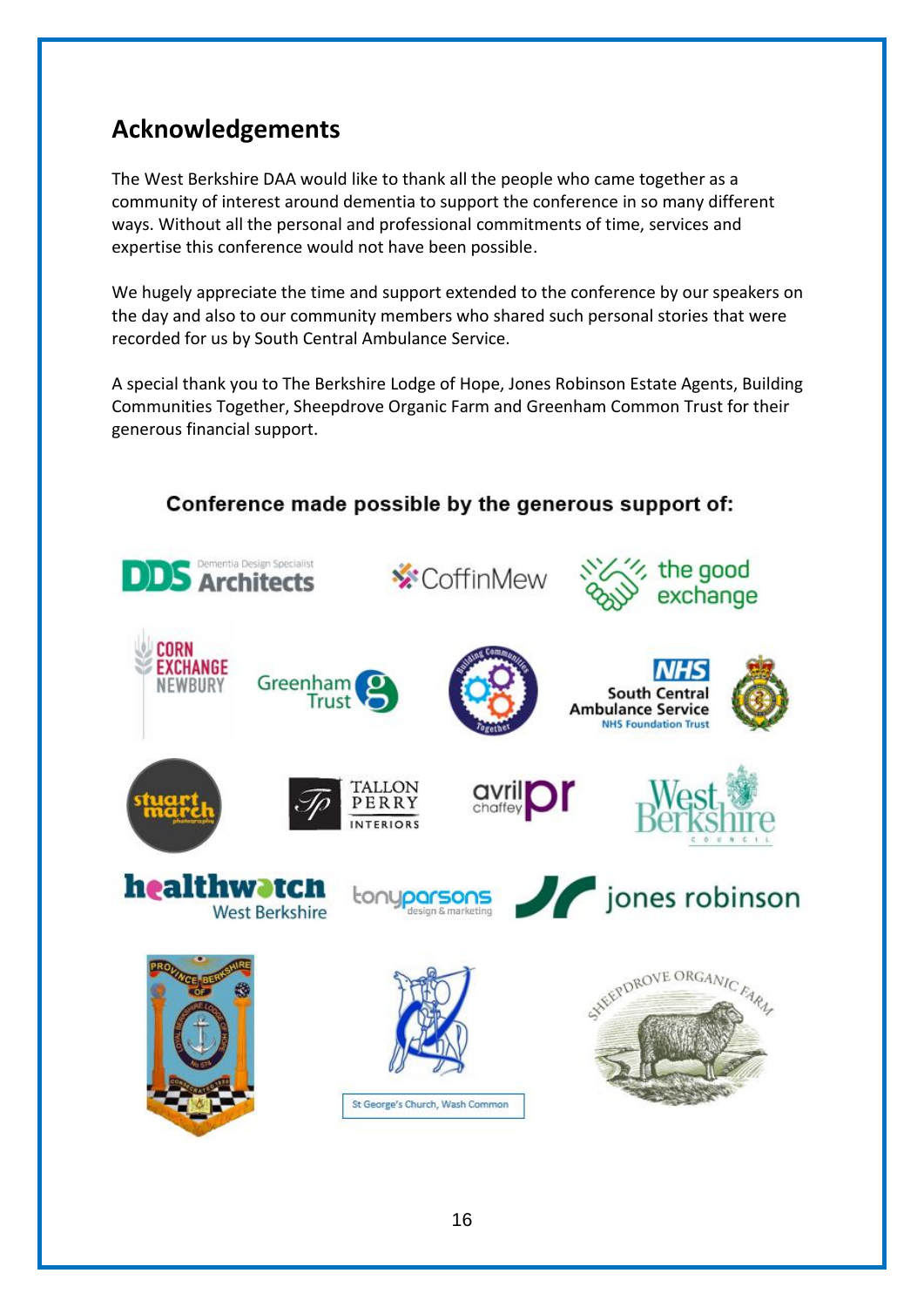## Acknowledgements

The West Berkshire DAA would like to thank all the people who came together as a community of interest around dementia to support the conference in so many different ways. Without all the personal and professional commitments of time, services and expertise this conference would not have been possible.

We hugely appreciate the time and support extended to the conference by our speakers on the day and also to our community members who shared such personal stories that were recorded for us by South Central Ambulance Service.

A special thank you to The Berkshire Lodge of Hope, Jones Robinson Estate Agents, Building Communities Together, Sheepdrove Organic Farm and Greenham Common Trust for their generous financial support.

**Conference made possible by the generous support of:**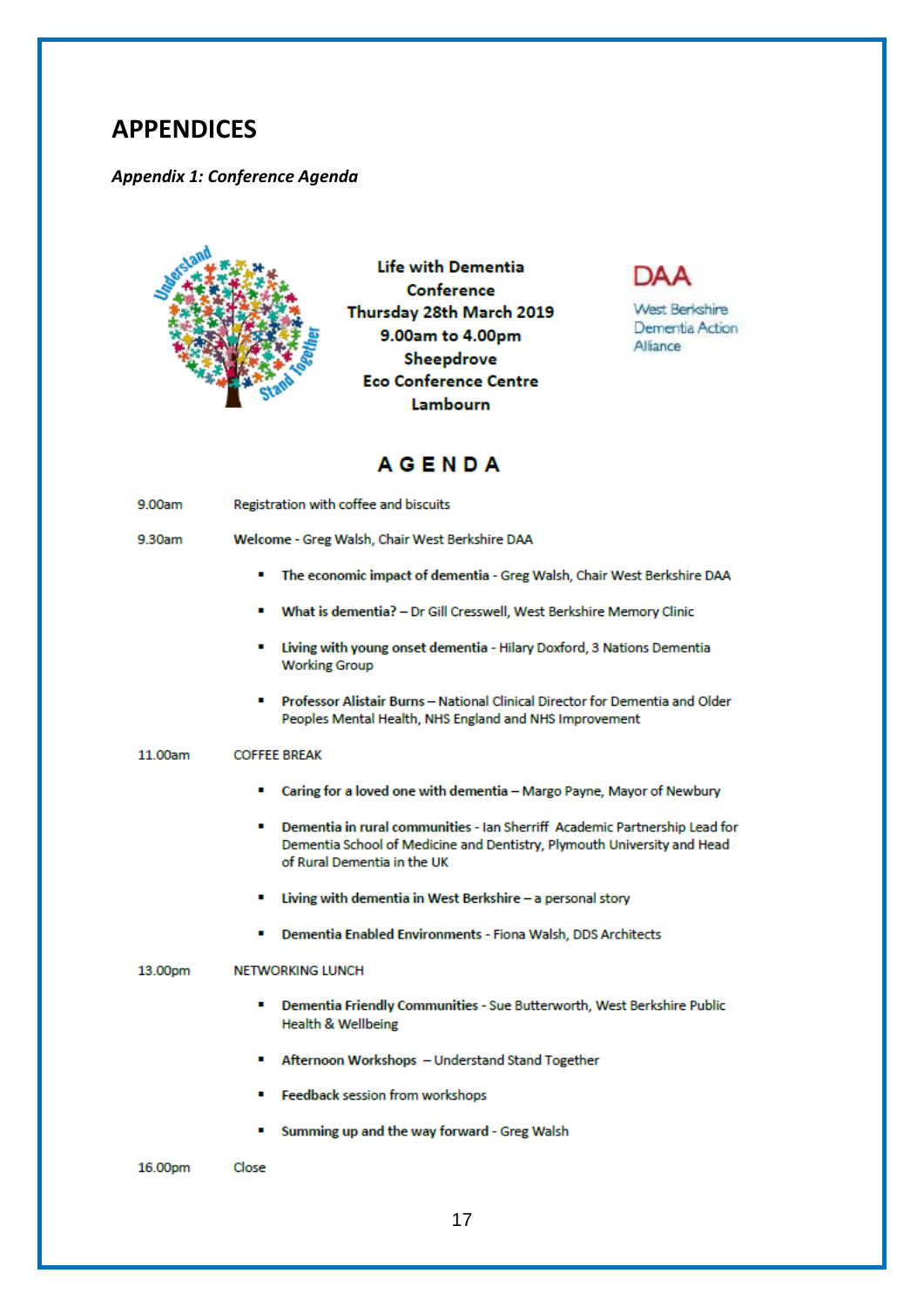# APPENDICES

*Appendix 1: Conference Agenda*

**Life with Dementia Conference**
**Thursday 28th March 2019**
**9.00am to 4.00pm**
**Sheepdrove Eco Conference Centre**
**Lambourn**

DAA
West Berkshire Dementia Action Alliance

## AGENDA

9.00am Registration with coffee and biscuits

9.30am **Welcome** - Greg Walsh, Chair West Berkshire DAA

- **The economic impact of dementia** - Greg Walsh, Chair West Berkshire DAA
- **What is dementia?** – Dr Gill Cresswell, West Berkshire Memory Clinic
- **Living with young onset dementia** - Hilary Doxford, 3 Nations Dementia Working Group
- **Professor Alistair Burns** – National Clinical Director for Dementia and Older Peoples Mental Health, NHS England and NHS Improvement

11.00am COFFEE BREAK

- **Caring for a loved one with dementia** – Margo Payne, Mayor of Newbury
- **Dementia in rural communities** - Ian Sherriff Academic Partnership Lead for Dementia School of Medicine and Dentistry, Plymouth University and Head of Rural Dementia in the UK
- **Living with dementia in West Berkshire** – a personal story
- **Dementia Enabled Environments** - Fiona Walsh, DDS Architects

13.00pm NETWORKING LUNCH

- **Dementia Friendly Communities** - Sue Butterworth, West Berkshire Public Health & Wellbeing
- **Afternoon Workshops** – Understand Stand Together
- **Feedback session from workshops**
- **Summing up and the way forward** - Greg Walsh

16.00pm Close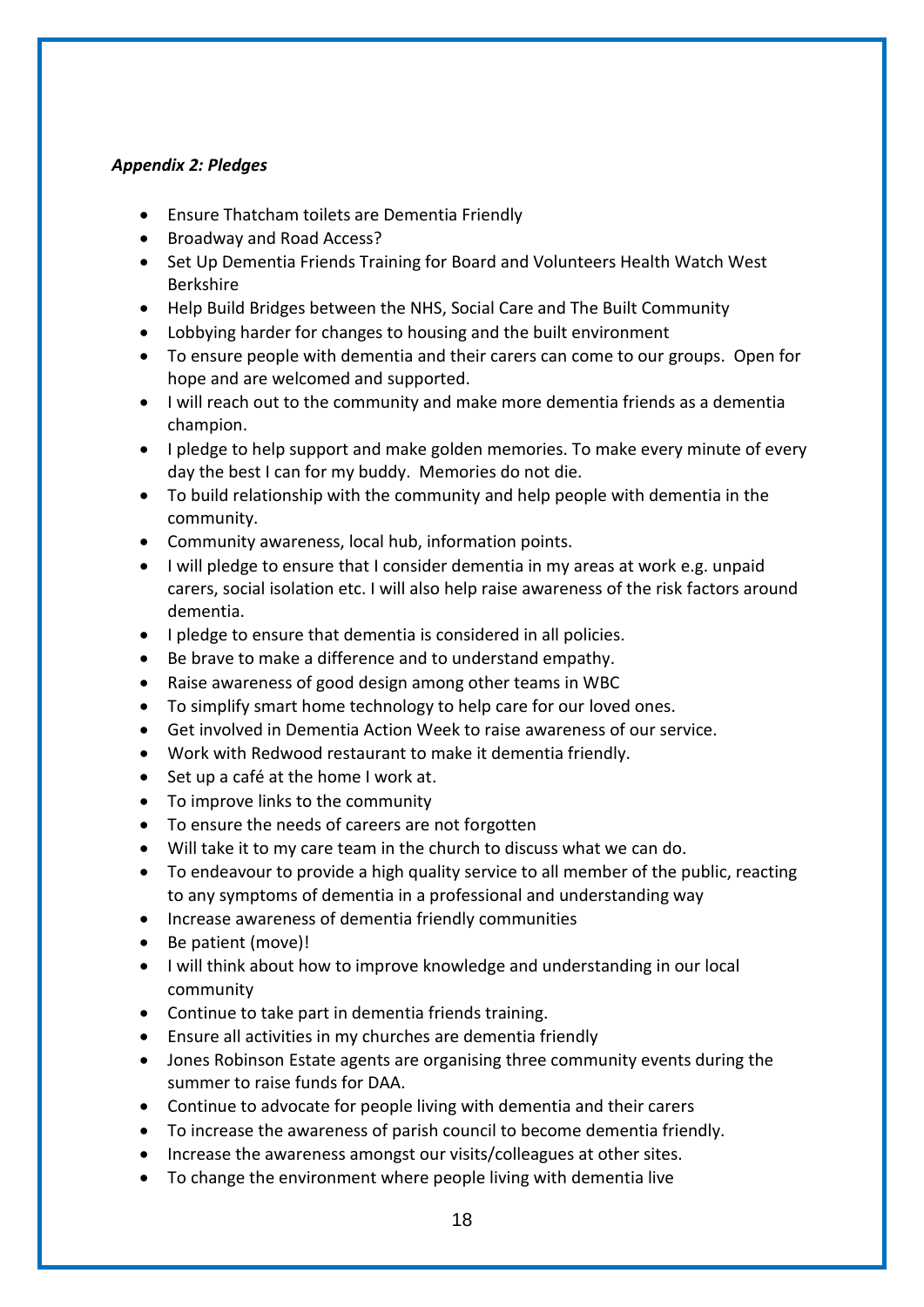***Appendix 2: Pledges***

- Ensure Thatcham toilets are Dementia Friendly
- Broadway and Road Access?
- Set Up Dementia Friends Training for Board and Volunteers Health Watch West Berkshire
- Help Build Bridges between the NHS, Social Care and The Built Community
- Lobbying harder for changes to housing and the built environment
- To ensure people with dementia and their carers can come to our groups. Open for hope and are welcomed and supported.
- I will reach out to the community and make more dementia friends as a dementia champion.
- I pledge to help support and make golden memories. To make every minute of every day the best I can for my buddy. Memories do not die.
- To build relationship with the community and help people with dementia in the community.
- Community awareness, local hub, information points.
- I will pledge to ensure that I consider dementia in my areas at work e.g. unpaid carers, social isolation etc. I will also help raise awareness of the risk factors around dementia.
- I pledge to ensure that dementia is considered in all policies.
- Be brave to make a difference and to understand empathy.
- Raise awareness of good design among other teams in WBC
- To simplify smart home technology to help care for our loved ones.
- Get involved in Dementia Action Week to raise awareness of our service.
- Work with Redwood restaurant to make it dementia friendly.
- Set up a café at the home I work at.
- To improve links to the community
- To ensure the needs of careers are not forgotten
- Will take it to my care team in the church to discuss what we can do.
- To endeavour to provide a high quality service to all member of the public, reacting to any symptoms of dementia in a professional and understanding way
- Increase awareness of dementia friendly communities
- Be patient (move)!
- I will think about how to improve knowledge and understanding in our local community
- Continue to take part in dementia friends training.
- Ensure all activities in my churches are dementia friendly
- Jones Robinson Estate agents are organising three community events during the summer to raise funds for DAA.
- Continue to advocate for people living with dementia and their carers
- To increase the awareness of parish council to become dementia friendly.
- Increase the awareness amongst our visits/colleagues at other sites.
- To change the environment where people living with dementia live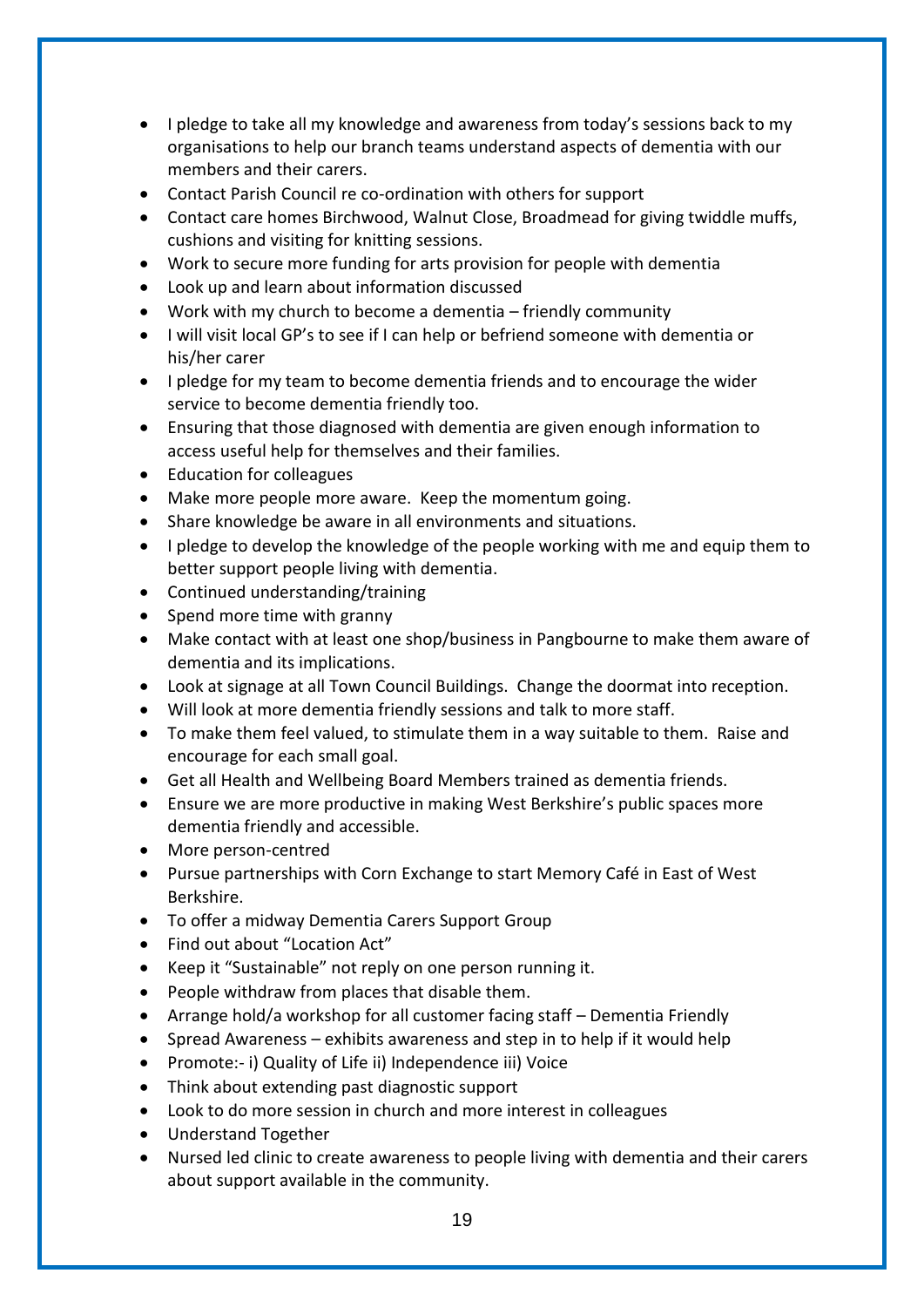- I pledge to take all my knowledge and awareness from today's sessions back to my organisations to help our branch teams understand aspects of dementia with our members and their carers.
- Contact Parish Council re co-ordination with others for support
- Contact care homes Birchwood, Walnut Close, Broadmead for giving twiddle muffs, cushions and visiting for knitting sessions.
- Work to secure more funding for arts provision for people with dementia
- Look up and learn about information discussed
- Work with my church to become a dementia – friendly community
- I will visit local GP's to see if I can help or befriend someone with dementia or his/her carer
- I pledge for my team to become dementia friends and to encourage the wider service to become dementia friendly too.
- Ensuring that those diagnosed with dementia are given enough information to access useful help for themselves and their families.
- Education for colleagues
- Make more people more aware. Keep the momentum going.
- Share knowledge be aware in all environments and situations.
- I pledge to develop the knowledge of the people working with me and equip them to better support people living with dementia.
- Continued understanding/training
- Spend more time with granny
- Make contact with at least one shop/business in Pangbourne to make them aware of dementia and its implications.
- Look at signage at all Town Council Buildings. Change the doormat into reception.
- Will look at more dementia friendly sessions and talk to more staff.
- To make them feel valued, to stimulate them in a way suitable to them. Raise and encourage for each small goal.
- Get all Health and Wellbeing Board Members trained as dementia friends.
- Ensure we are more productive in making West Berkshire's public spaces more dementia friendly and accessible.
- More person-centred
- Pursue partnerships with Corn Exchange to start Memory Café in East of West Berkshire.
- To offer a midway Dementia Carers Support Group
- Find out about "Location Act"
- Keep it "Sustainable" not reply on one person running it.
- People withdraw from places that disable them.
- Arrange hold/a workshop for all customer facing staff – Dementia Friendly
- Spread Awareness – exhibits awareness and step in to help if it would help
- Promote:- i) Quality of Life ii) Independence iii) Voice
- Think about extending past diagnostic support
- Look to do more session in church and more interest in colleagues
- Understand Together
- Nursed led clinic to create awareness to people living with dementia and their carers about support available in the community.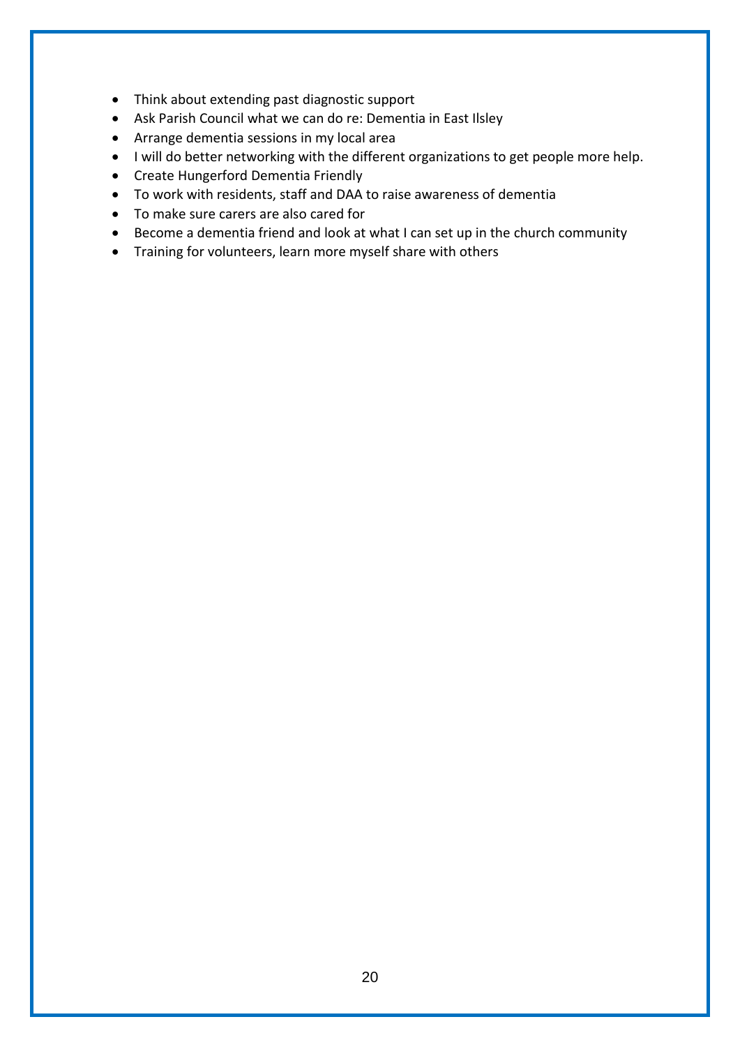- Think about extending past diagnostic support
- Ask Parish Council what we can do re: Dementia in East Ilsley
- Arrange dementia sessions in my local area
- I will do better networking with the different organizations to get people more help.
- Create Hungerford Dementia Friendly
- To work with residents, staff and DAA to raise awareness of dementia
- To make sure carers are also cared for
- Become a dementia friend and look at what I can set up in the church community
- Training for volunteers, learn more myself share with others